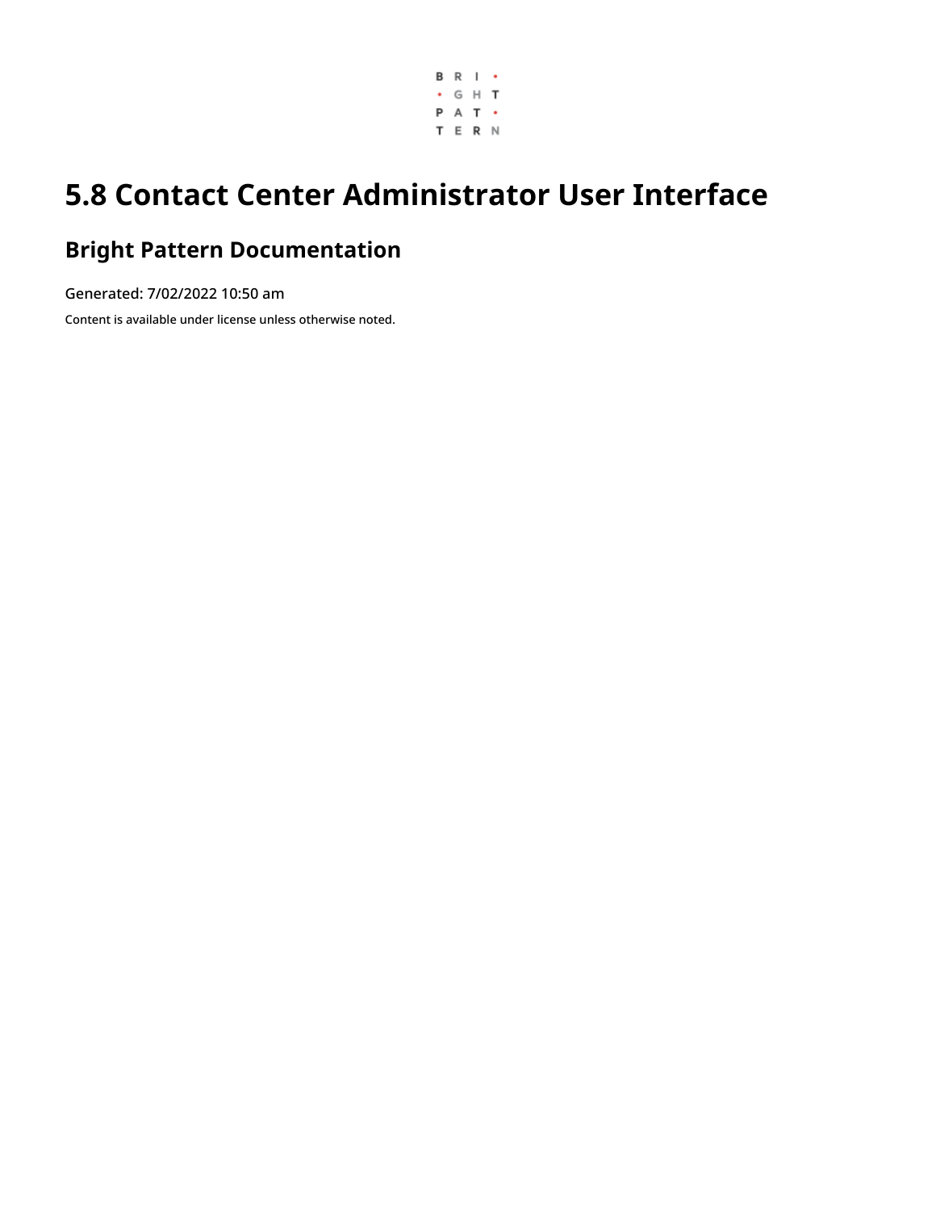# 5.8 Contact Center Administrator User Interface

## Bright Pattern Documentation

Generated: 7/02/2022 10:50 am

Content is available under license unless otherwise noted.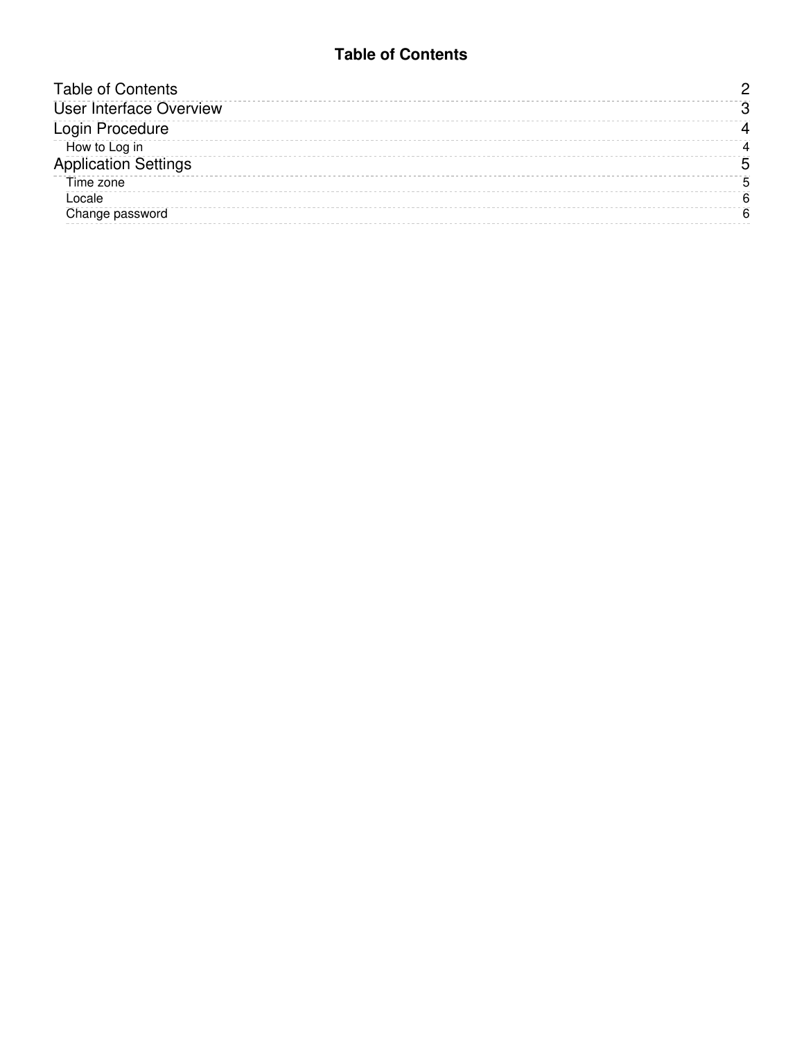# Table of Contents

| | |
|---|---|
| Table of Contents | 2 |
| User Interface Overview | 3 |
| Login Procedure | 4 |
| How to Log in | 4 |
| Application Settings | 5 |
| Time zone | 5 |
| Locale | 6 |
| Change password | 6 |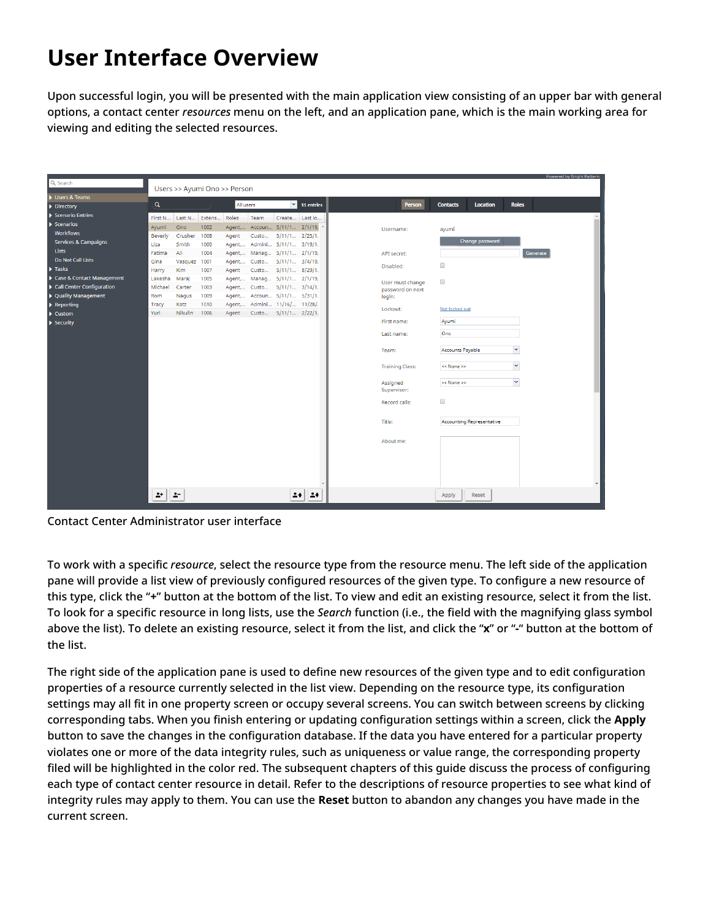# User Interface Overview

Upon successful login, you will be presented with the main application view consisting of an upper bar with general options, a contact center *resources* menu on the left, and an application pane, which is the main working area for viewing and editing the selected resources.

Contact Center Administrator user interface

To work with a specific *resource*, select the resource type from the resource menu. The left side of the application pane will provide a list view of previously configured resources of the given type. To configure a new resource of this type, click the "**+**" button at the bottom of the list. To view and edit an existing resource, select it from the list. To look for a specific resource in long lists, use the *Search* function (i.e., the field with the magnifying glass symbol above the list). To delete an existing resource, select it from the list, and click the "**x**" or "**-**" button at the bottom of the list.

The right side of the application pane is used to define new resources of the given type and to edit configuration properties of a resource currently selected in the list view. Depending on the resource type, its configuration settings may all fit in one property screen or occupy several screens. You can switch between screens by clicking corresponding tabs. When you finish entering or updating configuration settings within a screen, click the **Apply** button to save the changes in the configuration database. If the data you have entered for a particular property violates one or more of the data integrity rules, such as uniqueness or value range, the corresponding property filed will be highlighted in the color red. The subsequent chapters of this guide discuss the process of configuring each type of contact center resource in detail. Refer to the descriptions of resource properties to see what kind of integrity rules may apply to them. You can use the **Reset** button to abandon any changes you have made in the current screen.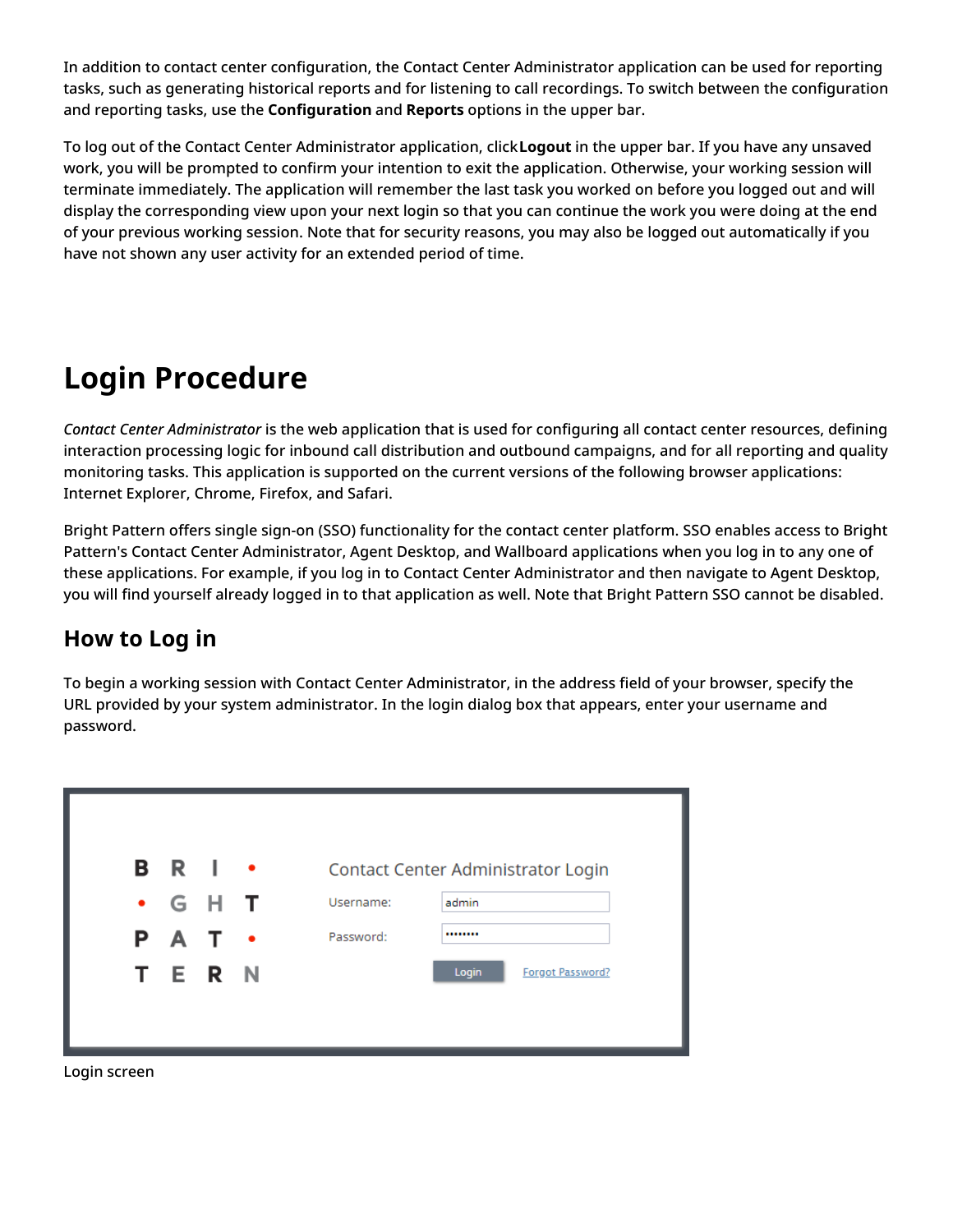In addition to contact center configuration, the Contact Center Administrator application can be used for reporting tasks, such as generating historical reports and for listening to call recordings. To switch between the configuration and reporting tasks, use the **Configuration** and **Reports** options in the upper bar.

To log out of the Contact Center Administrator application, click **Logout** in the upper bar. If you have any unsaved work, you will be prompted to confirm your intention to exit the application. Otherwise, your working session will terminate immediately. The application will remember the last task you worked on before you logged out and will display the corresponding view upon your next login so that you can continue the work you were doing at the end of your previous working session. Note that for security reasons, you may also be logged out automatically if you have not shown any user activity for an extended period of time.

# Login Procedure

*Contact Center Administrator* is the web application that is used for configuring all contact center resources, defining interaction processing logic for inbound call distribution and outbound campaigns, and for all reporting and quality monitoring tasks. This application is supported on the current versions of the following browser applications: Internet Explorer, Chrome, Firefox, and Safari.

Bright Pattern offers single sign-on (SSO) functionality for the contact center platform. SSO enables access to Bright Pattern's Contact Center Administrator, Agent Desktop, and Wallboard applications when you log in to any one of these applications. For example, if you log in to Contact Center Administrator and then navigate to Agent Desktop, you will find yourself already logged in to that application as well. Note that Bright Pattern SSO cannot be disabled.

## How to Log in

To begin a working session with Contact Center Administrator, in the address field of your browser, specify the URL provided by your system administrator. In the login dialog box that appears, enter your username and password.

Login screen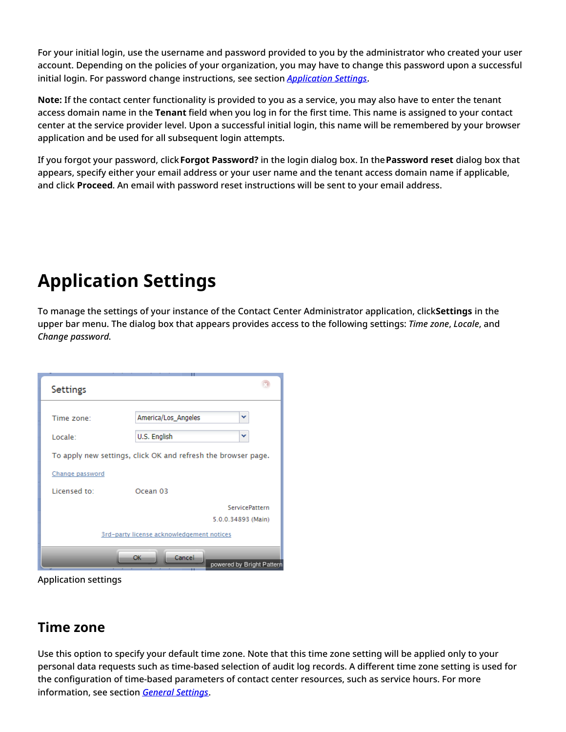For your initial login, use the username and password provided to you by the administrator who created your user account. Depending on the policies of your organization, you may have to change this password upon a successful initial login. For password change instructions, see section *Application Settings*.

**Note:** If the contact center functionality is provided to you as a service, you may also have to enter the tenant access domain name in the **Tenant** field when you log in for the first time. This name is assigned to your contact center at the service provider level. Upon a successful initial login, this name will be remembered by your browser application and be used for all subsequent login attempts.

If you forgot your password, click **Forgot Password?** in the login dialog box. In the **Password reset** dialog box that appears, specify either your email address or your user name and the tenant access domain name if applicable, and click **Proceed**. An email with password reset instructions will be sent to your email address.

# Application Settings

To manage the settings of your instance of the Contact Center Administrator application, click **Settings** in the upper bar menu. The dialog box that appears provides access to the following settings: *Time zone*, *Locale*, and *Change password*.

Application settings

## Time zone

Use this option to specify your default time zone. Note that this time zone setting will be applied only to your personal data requests such as time-based selection of audit log records. A different time zone setting is used for the configuration of time-based parameters of contact center resources, such as service hours. For more information, see section *General Settings*.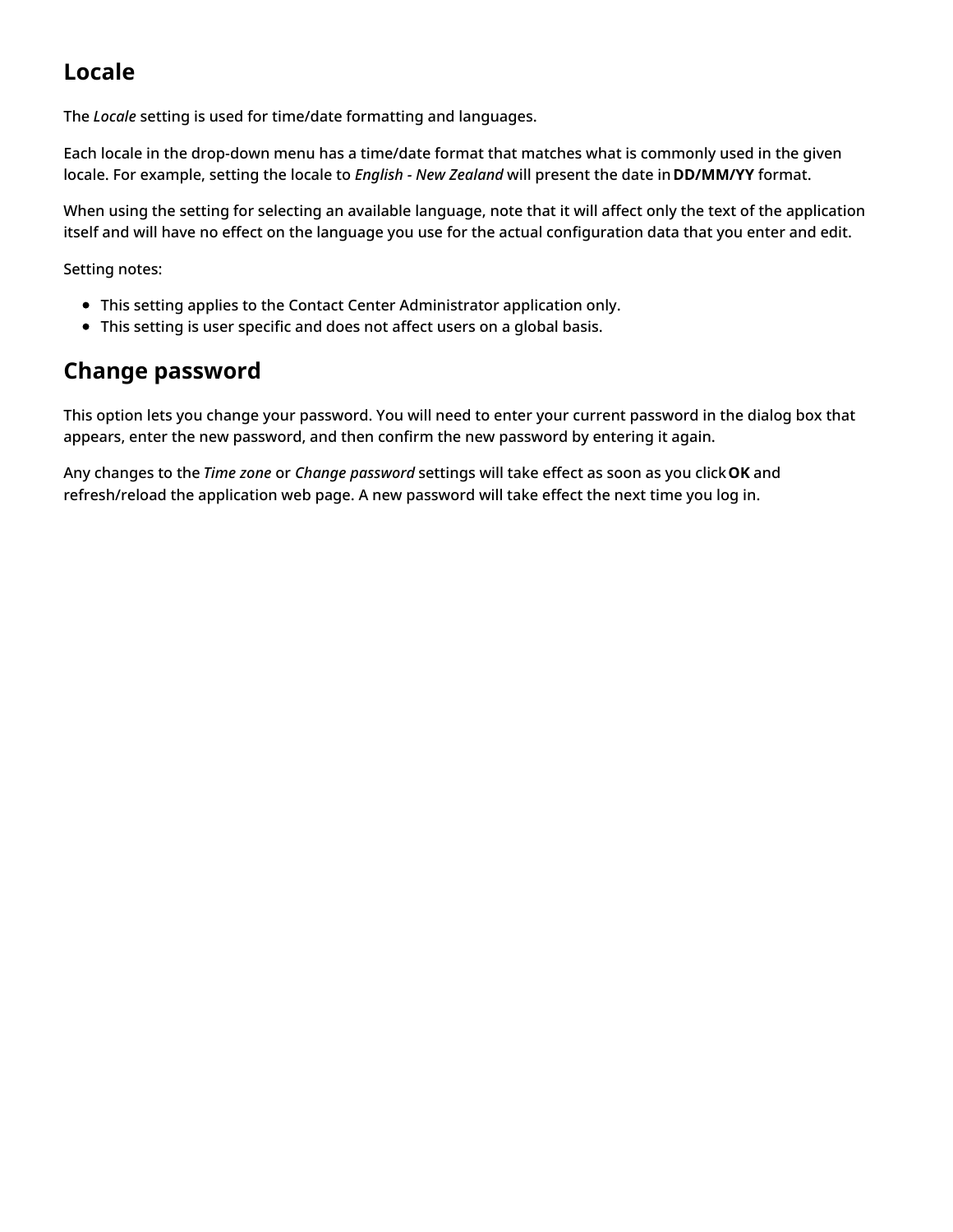## Locale

The *Locale* setting is used for time/date formatting and languages.

Each locale in the drop-down menu has a time/date format that matches what is commonly used in the given locale. For example, setting the locale to *English - New Zealand* will present the date in **DD/MM/YY** format.

When using the setting for selecting an available language, note that it will affect only the text of the application itself and will have no effect on the language you use for the actual configuration data that you enter and edit.

Setting notes:

- This setting applies to the Contact Center Administrator application only.
- This setting is user specific and does not affect users on a global basis.

## Change password

This option lets you change your password. You will need to enter your current password in the dialog box that appears, enter the new password, and then confirm the new password by entering it again.

Any changes to the *Time zone* or *Change password* settings will take effect as soon as you click **OK** and refresh/reload the application web page. A new password will take effect the next time you log in.